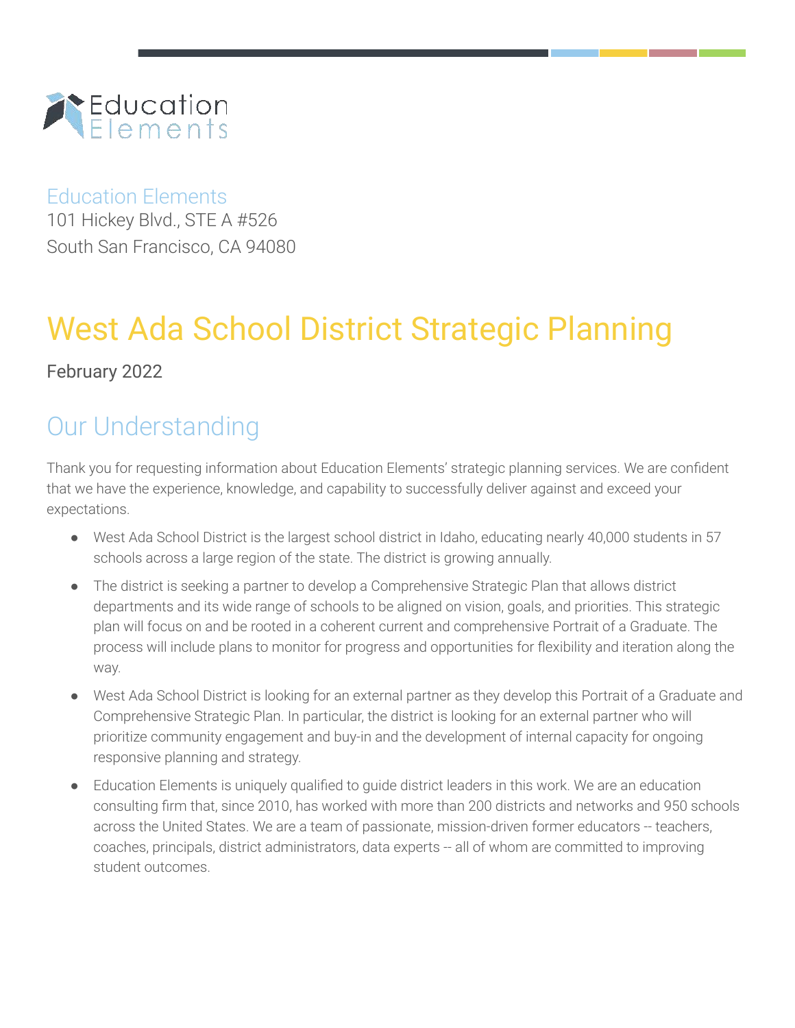Education Elements

Education Elements
101 Hickey Blvd., STE A #526
South San Francisco, CA 94080

# West Ada School District Strategic Planning

February 2022

## Our Understanding

Thank you for requesting information about Education Elements' strategic planning services. We are confident that we have the experience, knowledge, and capability to successfully deliver against and exceed your expectations.

- West Ada School District is the largest school district in Idaho, educating nearly 40,000 students in 57 schools across a large region of the state. The district is growing annually.
- The district is seeking a partner to develop a Comprehensive Strategic Plan that allows district departments and its wide range of schools to be aligned on vision, goals, and priorities. This strategic plan will focus on and be rooted in a coherent current and comprehensive Portrait of a Graduate. The process will include plans to monitor for progress and opportunities for flexibility and iteration along the way.
- West Ada School District is looking for an external partner as they develop this Portrait of a Graduate and Comprehensive Strategic Plan. In particular, the district is looking for an external partner who will prioritize community engagement and buy-in and the development of internal capacity for ongoing responsive planning and strategy.
- Education Elements is uniquely qualified to guide district leaders in this work. We are an education consulting firm that, since 2010, has worked with more than 200 districts and networks and 950 schools across the United States. We are a team of passionate, mission-driven former educators -- teachers, coaches, principals, district administrators, data experts -- all of whom are committed to improving student outcomes.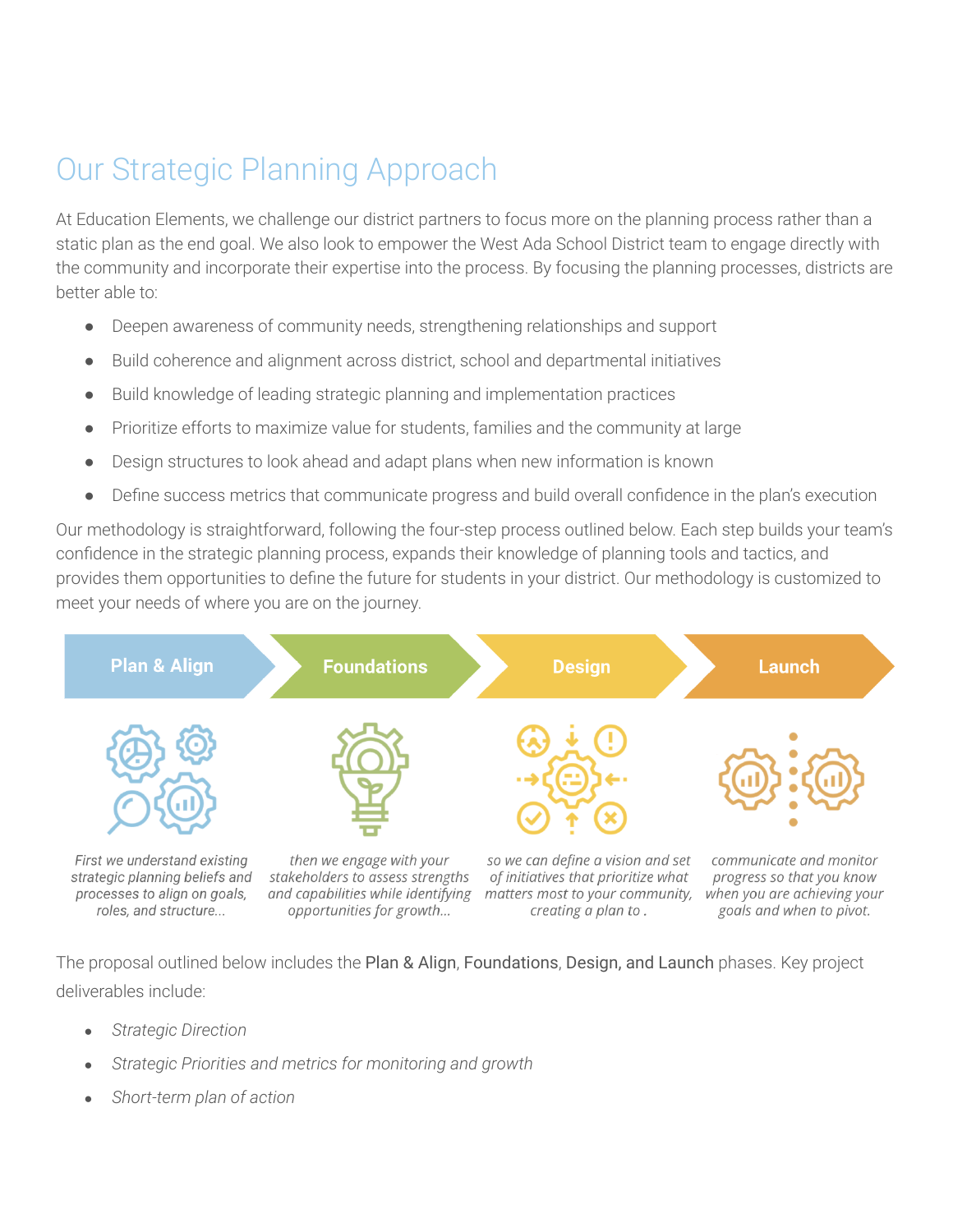# Our Strategic Planning Approach

At Education Elements, we challenge our district partners to focus more on the planning process rather than a static plan as the end goal. We also look to empower the West Ada School District team to engage directly with the community and incorporate their expertise into the process. By focusing the planning processes, districts are better able to:

- Deepen awareness of community needs, strengthening relationships and support
- Build coherence and alignment across district, school and departmental initiatives
- Build knowledge of leading strategic planning and implementation practices
- Prioritize efforts to maximize value for students, families and the community at large
- Design structures to look ahead and adapt plans when new information is known
- Define success metrics that communicate progress and build overall confidence in the plan's execution

Our methodology is straightforward, following the four-step process outlined below. Each step builds your team's confidence in the strategic planning process, expands their knowledge of planning tools and tactics, and provides them opportunities to define the future for students in your district. Our methodology is customized to meet your needs of where you are on the journey.

| Plan & Align | Foundations | Design | Launch |
| --- | --- | --- | --- |
| *First we understand existing strategic planning beliefs and processes to align on goals, roles, and structure...* | *then we engage with your stakeholders to assess strengths and capabilities while identifying opportunities for growth...* | *so we can define a vision and set of initiatives that prioritize what matters most to your community, creating a plan to .* | *communicate and monitor progress so that you know when you are achieving your goals and when to pivot.* |

The proposal outlined below includes the Plan & Align, Foundations, Design, and Launch phases. Key project deliverables include:

- *Strategic Direction*
- *Strategic Priorities and metrics for monitoring and growth*
- *Short-term plan of action*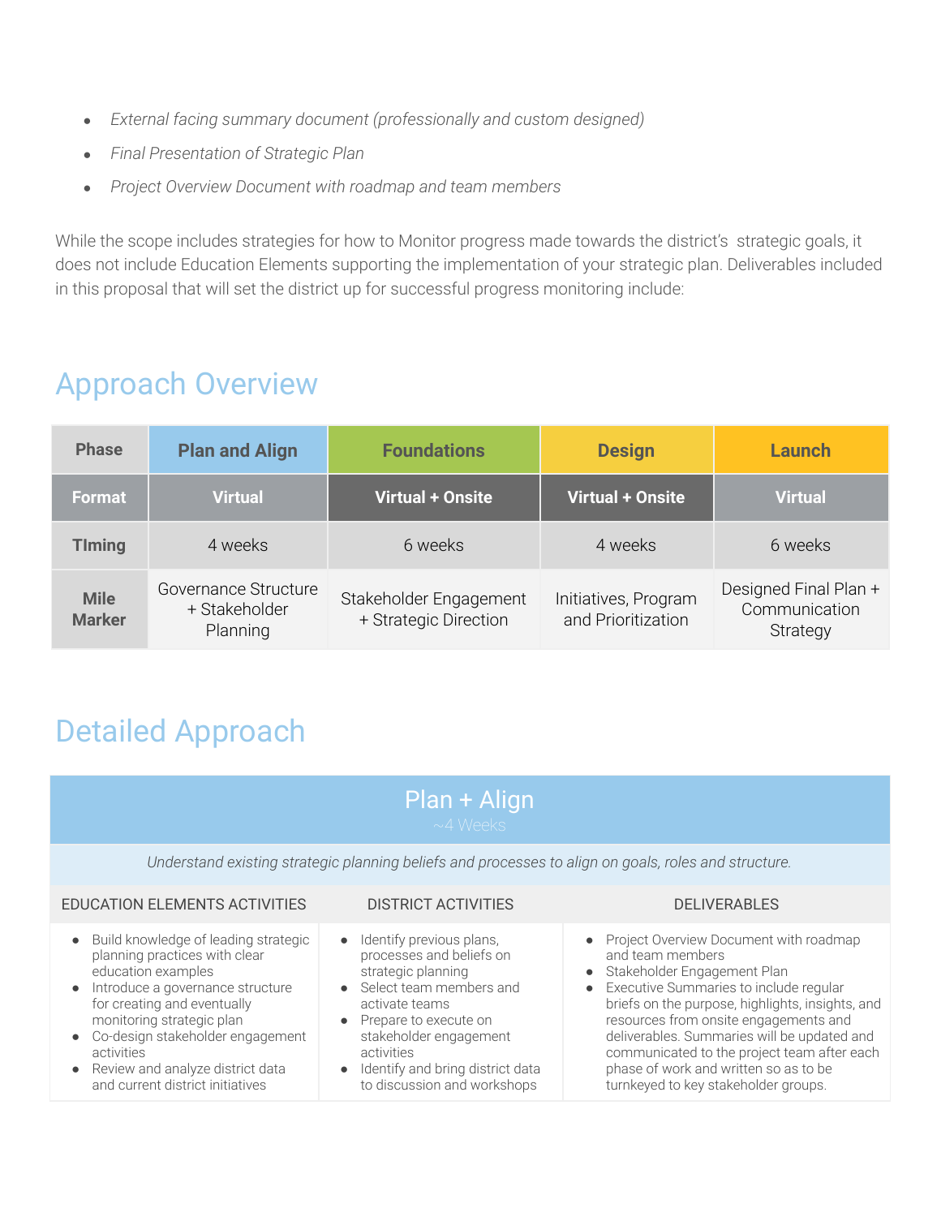- *External facing summary document (professionally and custom designed)*
- *Final Presentation of Strategic Plan*
- *Project Overview Document with roadmap and team members*

While the scope includes strategies for how to Monitor progress made towards the district's strategic goals, it does not include Education Elements supporting the implementation of your strategic plan. Deliverables included in this proposal that will set the district up for successful progress monitoring include:

## Approach Overview

| Phase | Plan and Align | Foundations | Design | Launch |
|---|---|---|---|---|
| **Format** | **Virtual** | **Virtual + Onsite** | **Virtual + Onsite** | **Virtual** |
| **TIming** | 4 weeks | 6 weeks | 4 weeks | 6 weeks |
| **Mile Marker** | Governance Structure + Stakeholder Planning | Stakeholder Engagement + Strategic Direction | Initiatives, Program and Prioritization | Designed Final Plan + Communication Strategy |

## Detailed Approach

| Plan + Align<br>~4 Weeks | | |
|---|---|---|
| *Understand existing strategic planning beliefs and processes to align on goals, roles and structure.* | | |
| EDUCATION ELEMENTS ACTIVITIES | DISTRICT ACTIVITIES | DELIVERABLES |
| • Build knowledge of leading strategic planning practices with clear education examples<br>• Introduce a governance structure for creating and eventually monitoring strategic plan<br>• Co-design stakeholder engagement activities<br>• Review and analyze district data and current district initiatives | • Identify previous plans, processes and beliefs on strategic planning<br>• Select team members and activate teams<br>• Prepare to execute on stakeholder engagement activities<br>• Identify and bring district data to discussion and workshops | • Project Overview Document with roadmap and team members<br>• Stakeholder Engagement Plan<br>• Executive Summaries to include regular briefs on the purpose, highlights, insights, and resources from onsite engagements and deliverables. Summaries will be updated and communicated to the project team after each phase of work and written so as to be turnkeyed to key stakeholder groups. |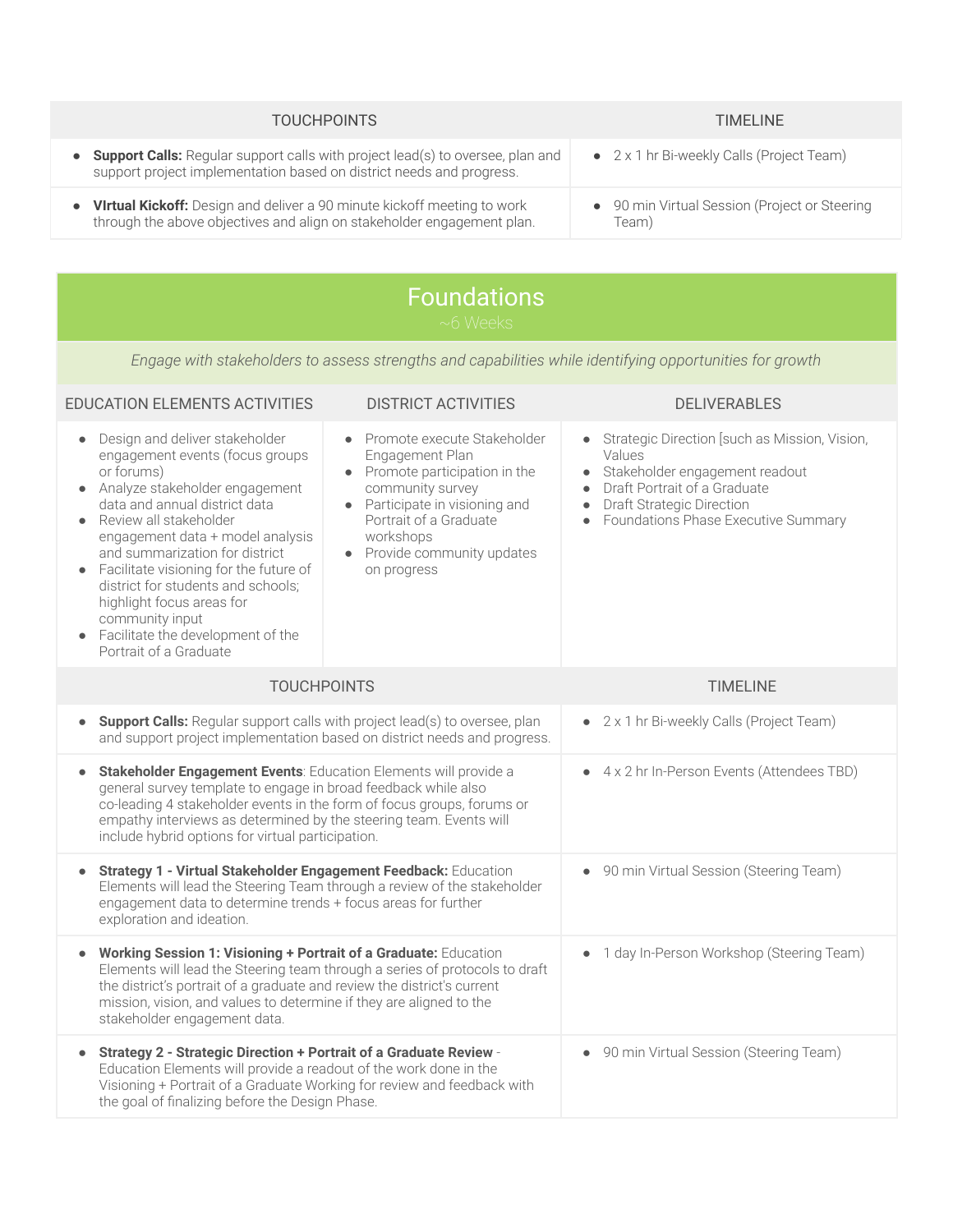| TOUCHPOINTS | TIMELINE |
|---|---|
| • **Support Calls:** Regular support calls with project lead(s) to oversee, plan and support project implementation based on district needs and progress. | • 2 x 1 hr Bi-weekly Calls (Project Team) |
| • **VIrtual Kickoff:** Design and deliver a 90 minute kickoff meeting to work through the above objectives and align on stakeholder engagement plan. | • 90 min Virtual Session (Project or Steering Team) |

## Foundations

~6 Weeks

*Engage with stakeholders to assess strengths and capabilities while identifying opportunities for growth*

| EDUCATION ELEMENTS ACTIVITIES | DISTRICT ACTIVITIES | DELIVERABLES |
|---|---|---|
| • Design and deliver stakeholder engagement events (focus groups or forums)<br>• Analyze stakeholder engagement data and annual district data<br>• Review all stakeholder engagement data + model analysis and summarization for district<br>• Facilitate visioning for the future of district for students and schools; highlight focus areas for community input<br>• Facilitate the development of the Portrait of a Graduate | • Promote execute Stakeholder Engagement Plan<br>• Promote participation in the community survey<br>• Participate in visioning and Portrait of a Graduate workshops<br>• Provide community updates on progress | • Strategic Direction [such as Mission, Vision, Values<br>• Stakeholder engagement readout<br>• Draft Portrait of a Graduate<br>• Draft Strategic Direction<br>• Foundations Phase Executive Summary |

| TOUCHPOINTS | TIMELINE |
|---|---|
| • **Support Calls:** Regular support calls with project lead(s) to oversee, plan and support project implementation based on district needs and progress. | • 2 x 1 hr Bi-weekly Calls (Project Team) |
| • **Stakeholder Engagement Events**: Education Elements will provide a general survey template to engage in broad feedback while also co-leading 4 stakeholder events in the form of focus groups, forums or empathy interviews as determined by the steering team. Events will include hybrid options for virtual participation. | • 4 x 2 hr In-Person Events (Attendees TBD) |
| • **Strategy 1 - Virtual Stakeholder Engagement Feedback:** Education Elements will lead the Steering Team through a review of the stakeholder engagement data to determine trends + focus areas for further exploration and ideation. | • 90 min Virtual Session (Steering Team) |
| • **Working Session 1: Visioning + Portrait of a Graduate:** Education Elements will lead the Steering team through a series of protocols to draft the district's portrait of a graduate and review the district's current mission, vision, and values to determine if they are aligned to the stakeholder engagement data. | • 1 day In-Person Workshop (Steering Team) |
| • **Strategy 2 - Strategic Direction + Portrait of a Graduate Review** - Education Elements will provide a readout of the work done in the Visioning + Portrait of a Graduate Working for review and feedback with the goal of finalizing before the Design Phase. | • 90 min Virtual Session (Steering Team) |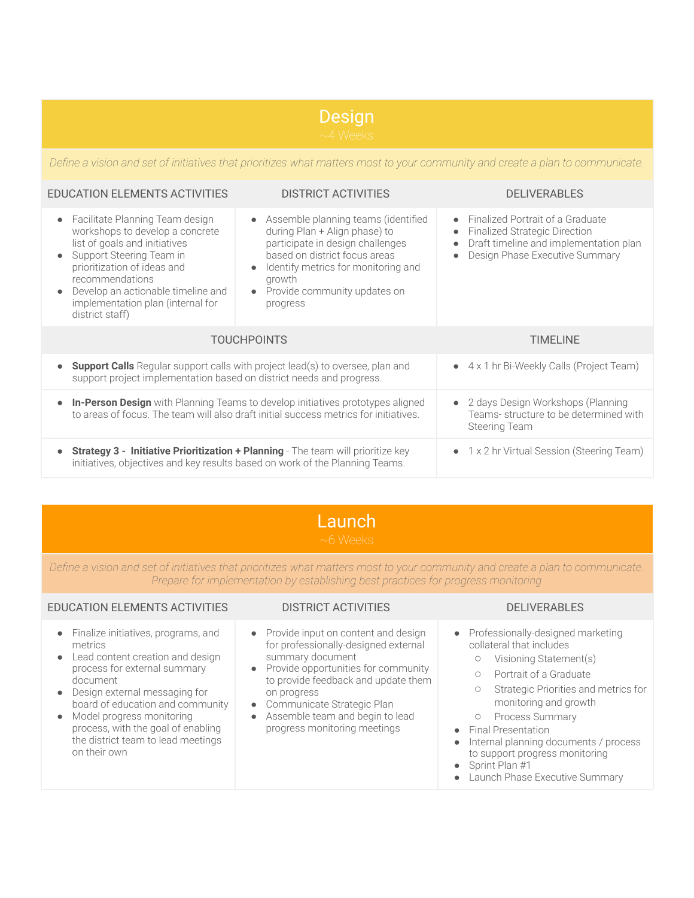## Design

~4 Weeks

*Define a vision and set of initiatives that prioritizes what matters most to your community and create a plan to communicate.*

| EDUCATION ELEMENTS ACTIVITIES | DISTRICT ACTIVITIES | DELIVERABLES |
|---|---|---|
| • Facilitate Planning Team design workshops to develop a concrete list of goals and initiatives<br>• Support Steering Team in prioritization of ideas and recommendations<br>• Develop an actionable timeline and implementation plan (internal for district staff) | • Assemble planning teams (identified during Plan + Align phase) to participate in design challenges based on district focus areas<br>• Identify metrics for monitoring and growth<br>• Provide community updates on progress | • Finalized Portrait of a Graduate<br>• Finalized Strategic Direction<br>• Draft timeline and implementation plan<br>• Design Phase Executive Summary |

| TOUCHPOINTS | TIMELINE |
|---|---|
| • **Support Calls** Regular support calls with project lead(s) to oversee, plan and support project implementation based on district needs and progress. | • 4 x 1 hr Bi-Weekly Calls (Project Team) |
| • **In-Person Design** with Planning Teams to develop initiatives prototypes aligned to areas of focus. The team will also draft initial success metrics for initiatives. | • 2 days Design Workshops (Planning Teams- structure to be determined with Steering Team |
| • **Strategy 3 - Initiative Prioritization + Planning** - The team will prioritize key initiatives, objectives and key results based on work of the Planning Teams. | • 1 x 2 hr Virtual Session (Steering Team) |

## Launch

~6 Weeks

*Define a vision and set of initiatives that prioritizes what matters most to your community and create a plan to communicate. Prepare for implementation by establishing best practices for progress monitoring*

| EDUCATION ELEMENTS ACTIVITIES | DISTRICT ACTIVITIES | DELIVERABLES |
|---|---|---|
| • Finalize initiatives, programs, and metrics<br>• Lead content creation and design process for external summary document<br>• Design external messaging for board of education and community<br>• Model progress monitoring process, with the goal of enabling the district team to lead meetings on their own | • Provide input on content and design for professionally-designed external summary document<br>• Provide opportunities for community to provide feedback and update them on progress<br>• Communicate Strategic Plan<br>• Assemble team and begin to lead progress monitoring meetings | • Professionally-designed marketing collateral that includes<br>&nbsp;&nbsp;○ Visioning Statement(s)<br>&nbsp;&nbsp;○ Portrait of a Graduate<br>&nbsp;&nbsp;○ Strategic Priorities and metrics for monitoring and growth<br>&nbsp;&nbsp;○ Process Summary<br>• Final Presentation<br>• Internal planning documents / process to support progress monitoring<br>• Sprint Plan #1<br>• Launch Phase Executive Summary |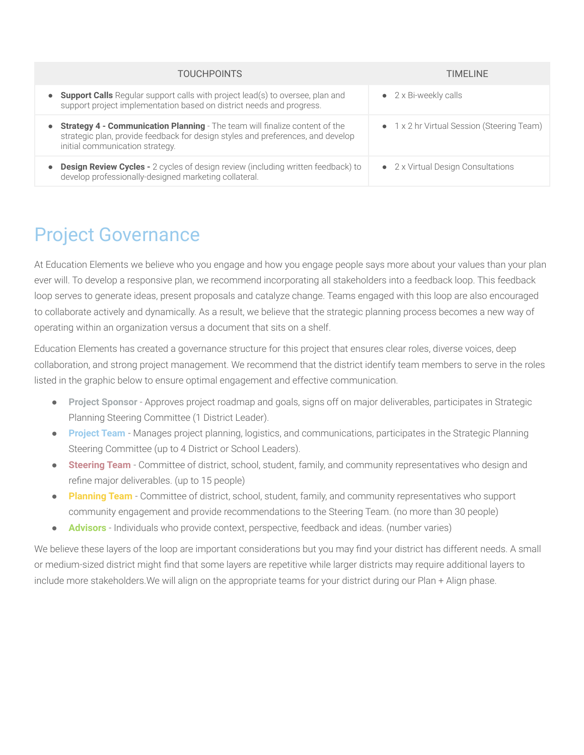| TOUCHPOINTS | TIMELINE |
|---|---|
| • **Support Calls** Regular support calls with project lead(s) to oversee, plan and support project implementation based on district needs and progress. | • 2 x Bi-weekly calls |
| • **Strategy 4 - Communication Planning** - The team will finalize content of the strategic plan, provide feedback for design styles and preferences, and develop initial communication strategy. | • 1 x 2 hr Virtual Session (Steering Team) |
| • **Design Review Cycles -** 2 cycles of design review (including written feedback) to develop professionally-designed marketing collateral. | • 2 x Virtual Design Consultations |

# Project Governance

At Education Elements we believe who you engage and how you engage people says more about your values than your plan ever will. To develop a responsive plan, we recommend incorporating all stakeholders into a feedback loop. This feedback loop serves to generate ideas, present proposals and catalyze change. Teams engaged with this loop are also encouraged to collaborate actively and dynamically. As a result, we believe that the strategic planning process becomes a new way of operating within an organization versus a document that sits on a shelf.

Education Elements has created a governance structure for this project that ensures clear roles, diverse voices, deep collaboration, and strong project management. We recommend that the district identify team members to serve in the roles listed in the graphic below to ensure optimal engagement and effective communication.

- **Project Sponsor** - Approves project roadmap and goals, signs off on major deliverables, participates in Strategic Planning Steering Committee (1 District Leader).
- **Project Team** - Manages project planning, logistics, and communications, participates in the Strategic Planning Steering Committee (up to 4 District or School Leaders).
- **Steering Team** - Committee of district, school, student, family, and community representatives who design and refine major deliverables. (up to 15 people)
- **Planning Team** - Committee of district, school, student, family, and community representatives who support community engagement and provide recommendations to the Steering Team. (no more than 30 people)
- **Advisors** - Individuals who provide context, perspective, feedback and ideas. (number varies)

We believe these layers of the loop are important considerations but you may find your district has different needs. A small or medium-sized district might find that some layers are repetitive while larger districts may require additional layers to include more stakeholders.We will align on the appropriate teams for your district during our Plan + Align phase.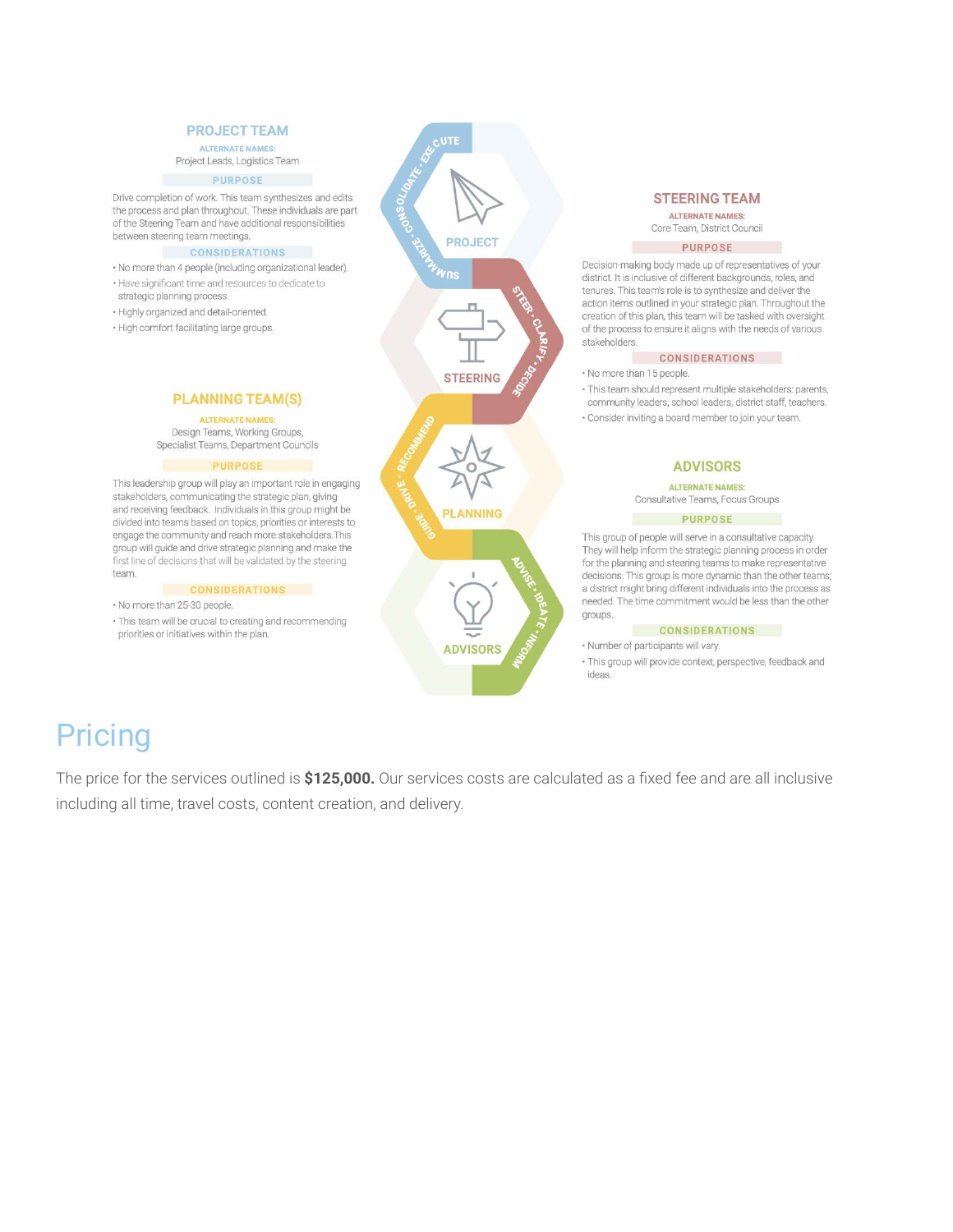## PROJECT TEAM

ALTERNATE NAMES:
Project Leads, Logistics Team

PURPOSE

Drive completion of work. This team synthesizes and edits the process and plan throughout. These individuals are part of the Steering Team and have additional responsibilities between steering team meetings.

CONSIDERATIONS

- No more than 4 people (including organizational leader).
- Have significant time and resources to dedicate to strategic planning process.
- Highly organized and detail-oriented.
- High comfort facilitating large groups.

## STEERING TEAM

ALTERNATE NAMES:
Core Team, District Council

PURPOSE

Decision-making body made up of representatives of your district. It is inclusive of different backgrounds, roles, and tenures. This team's role is to synthesize and deliver the action items outlined in your strategic plan. Throughout the creation of this plan, this team will be tasked with oversight of the process to ensure it aligns with the needs of various stakeholders.

CONSIDERATIONS

- No more than 15 people.
- This team should represent multiple stakeholders: parents, community leaders, school leaders, district staff, teachers.
- Consider inviting a board member to join your team.

## PLANNING TEAM(S)

ALTERNATE NAMES:
Design Teams, Working Groups, Specialist Teams, Department Councils

PURPOSE

This leadership group will play an important role in engaging stakeholders, communicating the strategic plan, giving and receiving feedback. Individuals in this group might be divided into teams based on topics, priorities or interests to engage the community and reach more stakeholders. This group will guide and drive strategic planning and make the first line of decisions that will be validated by the steering team.

CONSIDERATIONS

- No more than 25-30 people.
- This team will be crucial to creating and recommending priorities or initiatives within the plan.

## ADVISORS

ALTERNATE NAMES:
Consultative Teams, Focus Groups

PURPOSE

This group of people will serve in a consultative capacity. They will help inform the strategic planning process in order for the planning and steering teams to make representative decisions. This group is more dynamic than the other teams; a district might bring different individuals into the process as needed. The time commitment would be less than the other groups.

CONSIDERATIONS

- Number of participants will vary.
- This group will provide context, perspective, feedback and ideas.

PROJECT: EXECUTE · CONSOLIDATE · SUMMARIZE

STEERING: STEER · CLARIFY · DECIDE

PLANNING: RECOMMEND · DRIVE · GUIDE

ADVISORS: ADVISE · IDEATE · INFORM

# Pricing

The price for the services outlined is **$125,000.** Our services costs are calculated as a fixed fee and are all inclusive including all time, travel costs, content creation, and delivery.